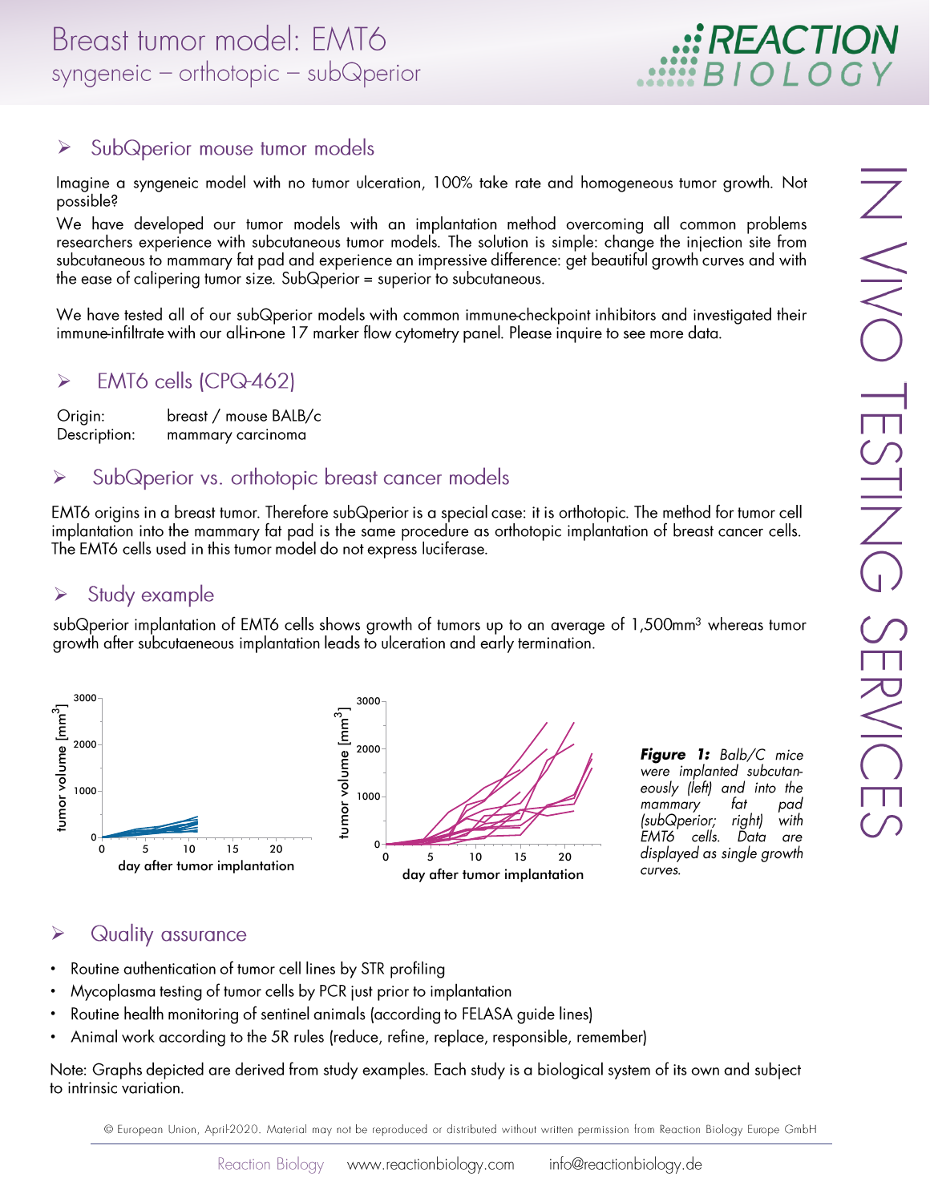# Breast tumor model: EMT6

syngeneic – orthotopic – subQperior

## SubQperior mouse tumor models

Imagine a syngeneic model with no tumor ulceration, 100% take rate and homogeneous tumor growth. Not possible?

We have developed our tumor models with an implantation method overcoming all common problems researchers experience with subcutaneous tumor models. The solution is simple: change the injection site from subcutaneous to mammary fat pad and experience an impressive difference: get beautiful growth curves and with the ease of calipering tumor size. SubQperior = superior to subcutaneous.

We have tested all of our subQperior models with common immune-checkpoint inhibitors and investigated their immune-infiltrate with our all-in-one 17 marker flow cytometry panel. Please inquire to see more data.

## EMT6 cells (CPQ-462)

| | |
|---|---|
| Origin: | breast / mouse BALB/c |
| Description: | mammary carcinoma |

## SubQperior vs. orthotopic breast cancer models

EMT6 origins in a breast tumor. Therefore subQperior is a special case: it is orthotopic. The method for tumor cell implantation into the mammary fat pad is the same procedure as orthotopic implantation of breast cancer cells. The EMT6 cells used in this tumor model do not express luciferase.

## Study example

subQperior implantation of EMT6 cells shows growth of tumors up to an average of 1,500mm$^3$ whereas tumor growth after subcutaeneous implantation leads to ulceration and early termination.

***Figure 1:*** *Balb/C mice were implanted subcutaneously (left) and into the mammary fat pad (subQperior; right) with EMT6 cells. Data are displayed as single growth curves.*

## Quality assurance

- Routine authentication of tumor cell lines by STR profiling
- Mycoplasma testing of tumor cells by PCR just prior to implantation
- Routine health monitoring of sentinel animals (according to FELASA guide lines)
- Animal work according to the 5R rules (reduce, refine, replace, responsible, remember)

Note: Graphs depicted are derived from study examples. Each study is a biological system of its own and subject to intrinsic variation.

© European Union, April-2020. Material may not be reproduced or distributed without written permission from Reaction Biology Europe GmbH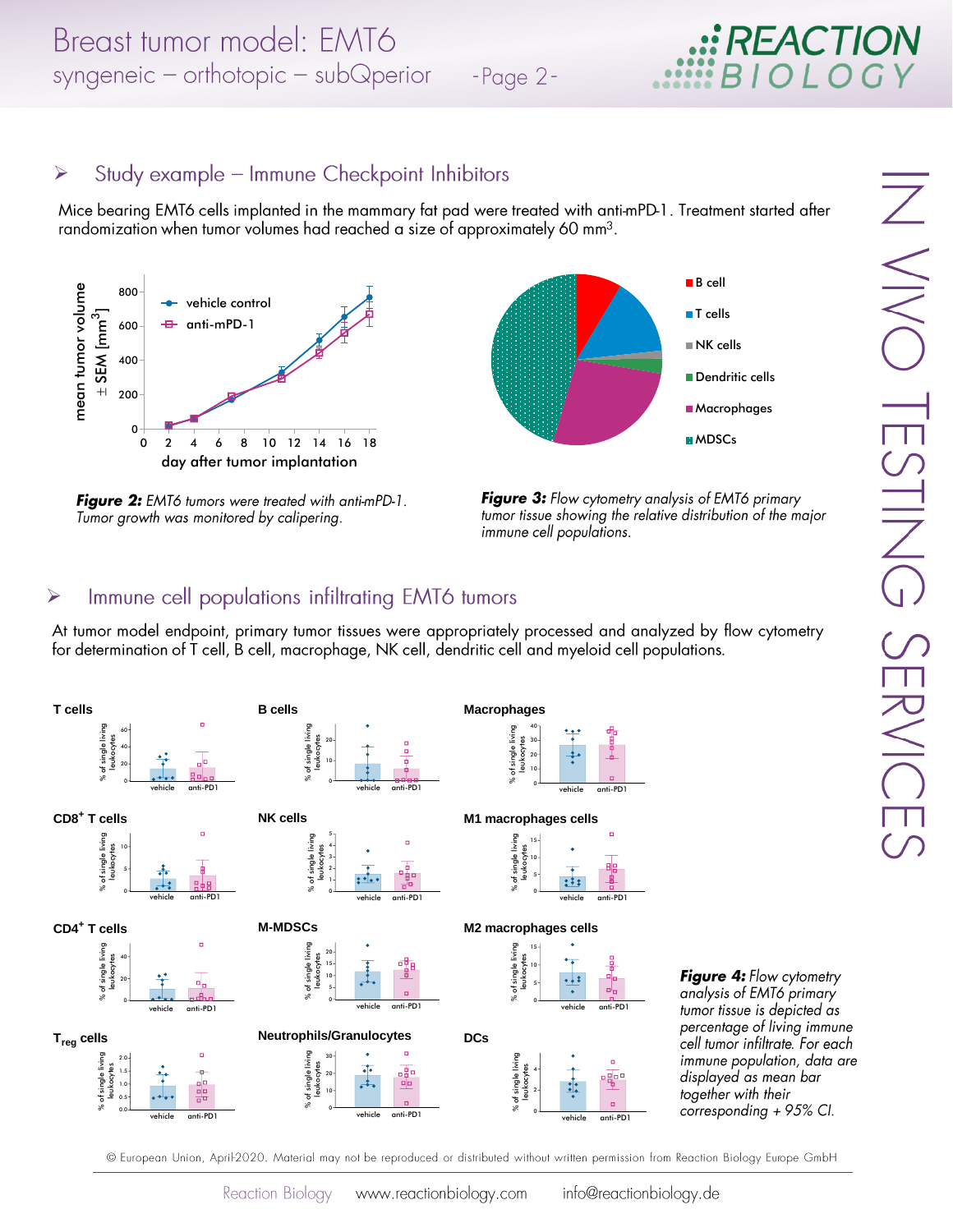## Study example – Immune Checkpoint Inhibitors

Mice bearing EMT6 cells implanted in the mammary fat pad were treated with anti-mPD-1. Treatment started after randomization when tumor volumes had reached a size of approximately 60 mm$^3$.

mean tumor volume ± SEM [mm$^3$]

800
600
400
200
0

0 2 4 6 8 10 12 14 16 18

day after tumor implantation

vehicle control
anti-mPD-1

***Figure 2:*** *EMT6 tumors were treated with anti-mPD-1. Tumor growth was monitored by calipering.*

B cell
T cells
NK cells
Dendritic cells
Macrophages
MDSCs

***Figure 3:*** *Flow cytometry analysis of EMT6 primary tumor tissue showing the relative distribution of the major immune cell populations.*

## Immune cell populations infiltrating EMT6 tumors

At tumor model endpoint, primary tumor tissues were appropriately processed and analyzed by flow cytometry for determination of T cell, B cell, macrophage, NK cell, dendritic cell and myeloid cell populations.

T cells
% of single living leukocytes
0 20 40 60
vehicle anti-PD1

B cells
% of single living leukocytes
0 10 20
vehicle anti-PD1

Macrophages
% of single living leukocytes
0 10 20 30 40
vehicle anti-PD1

CD8$^+$ T cells
% of single living leukocytes
0 5 10
vehicle anti-PD1

NK cells
% of single living leukocytes
0 1 2 3 4 5
vehicle anti-PD1

M1 macrophages cells
% of single living leukocytes
0 5 10 15
vehicle anti-PD1

CD4$^+$ T cells
% of single living leukocytes
0 20 40
vehicle anti-PD1

M-MDSCs
% of single living leukocytes
0 5 10 15 20
vehicle anti-PD1

M2 macrophages cells
% of single living leukocytes
0 5 10 15
vehicle anti-PD1

T$_{reg}$ cells
% of single living leukocytes
0.0 0.5 1.0 1.5 2.0
vehicle anti-PD1

Neutrophils/Granulocytes
% of single living leukocytes
0 10 20 30
vehicle anti-PD1

DCs
% of single living leukocytes
0 2 4
vehicle anti-PD1

***Figure 4:*** *Flow cytometry analysis of EMT6 primary tumor tissue is depicted as percentage of living immune cell tumor infiltrate. For each immune population, data are displayed as mean bar together with their corresponding + 95% CI.*

© European Union, April-2020. Material may not be reproduced or distributed without written permission from Reaction Biology Europe GmbH